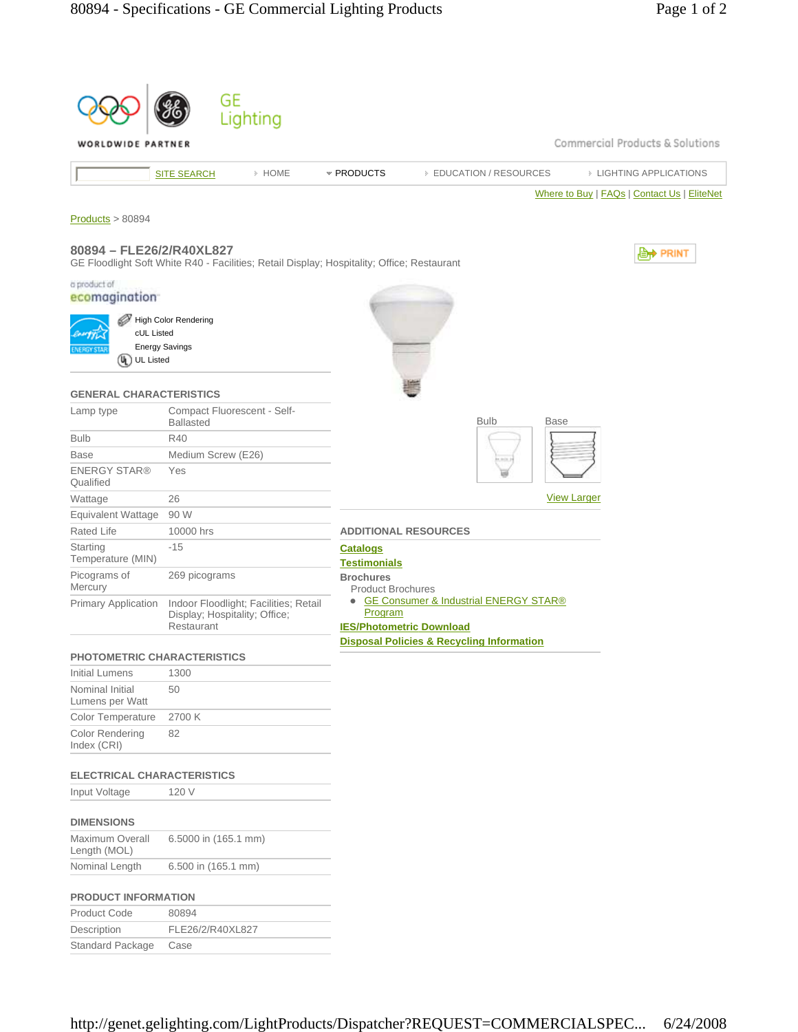GE Lighting

WORLDWIDE PARTNER

Commercial Products & Solutions

SITE SEARCH | HOME | PRODUCTS | EDUCATION / RESOURCES | LIGHTING APPLICATIONS

Where to Buy | FAQs | Contact Us | EliteNet

Products > 80894

## 80894 – FLE26/2/R40XL827

GE Floodlight Soft White R40 - Facilities; Retail Display; Hospitality; Office; Restaurant

PRINT

a product of ecomagination

- High Color Rendering
- cUL Listed
- Energy Savings
- UL Listed

### GENERAL CHARACTERISTICS

| | |
|---|---|
| Lamp type | Compact Fluorescent - Self-Ballasted |
| Bulb | R40 |
| Base | Medium Screw (E26) |
| ENERGY STAR® Qualified | Yes |
| Wattage | 26 |
| Equivalent Wattage | 90 W |
| Rated Life | 10000 hrs |
| Starting Temperature (MIN) | -15 |
| Picograms of Mercury | 269 picograms |
| Primary Application | Indoor Floodlight; Facilities; Retail Display; Hospitality; Office; Restaurant |

### PHOTOMETRIC CHARACTERISTICS

| | |
|---|---|
| Initial Lumens | 1300 |
| Nominal Initial Lumens per Watt | 50 |
| Color Temperature | 2700 K |
| Color Rendering Index (CRI) | 82 |

### ELECTRICAL CHARACTERISTICS

| | |
|---|---|
| Input Voltage | 120 V |

### DIMENSIONS

| | |
|---|---|
| Maximum Overall Length (MOL) | 6.5000 in (165.1 mm) |
| Nominal Length | 6.500 in (165.1 mm) |

### PRODUCT INFORMATION

| | |
|---|---|
| Product Code | 80894 |
| Description | FLE26/2/R40XL827 |
| Standard Package | Case |

Bulb | Base

View Larger

### ADDITIONAL RESOURCES

**Catalogs**

**Testimonials**

**Brochures**

Product Brochures

- GE Consumer & Industrial ENERGY STAR® Program

**IES/Photometric Download**

**Disposal Policies & Recycling Information**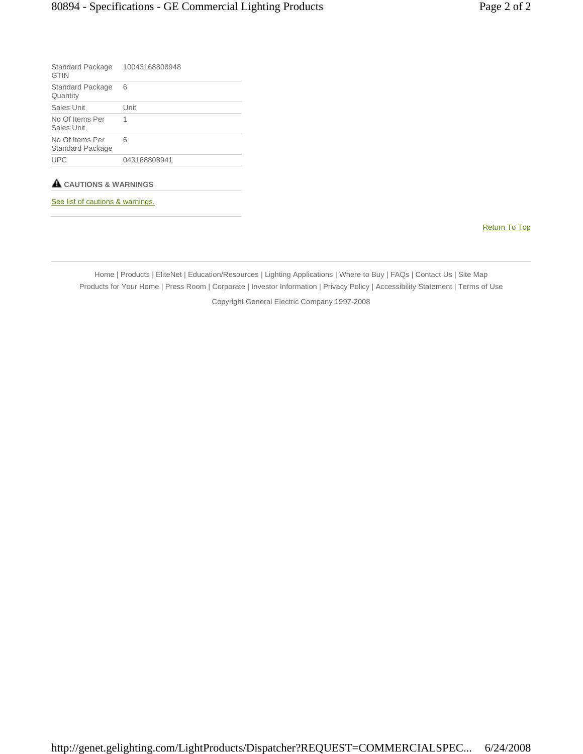| | |
|---|---|
| Standard Package GTIN | 10043168808948 |
| Standard Package Quantity | 6 |
| Sales Unit | Unit |
| No Of Items Per Sales Unit | 1 |
| No Of Items Per Standard Package | 6 |
| UPC | 043168808941 |

**CAUTIONS & WARNINGS**

See list of cautions & warnings.

Return To Top

Home | Products | EliteNet | Education/Resources | Lighting Applications | Where to Buy | FAQs | Contact Us | Site Map
Products for Your Home | Press Room | Corporate | Investor Information | Privacy Policy | Accessibility Statement | Terms of Use

Copyright General Electric Company 1997-2008